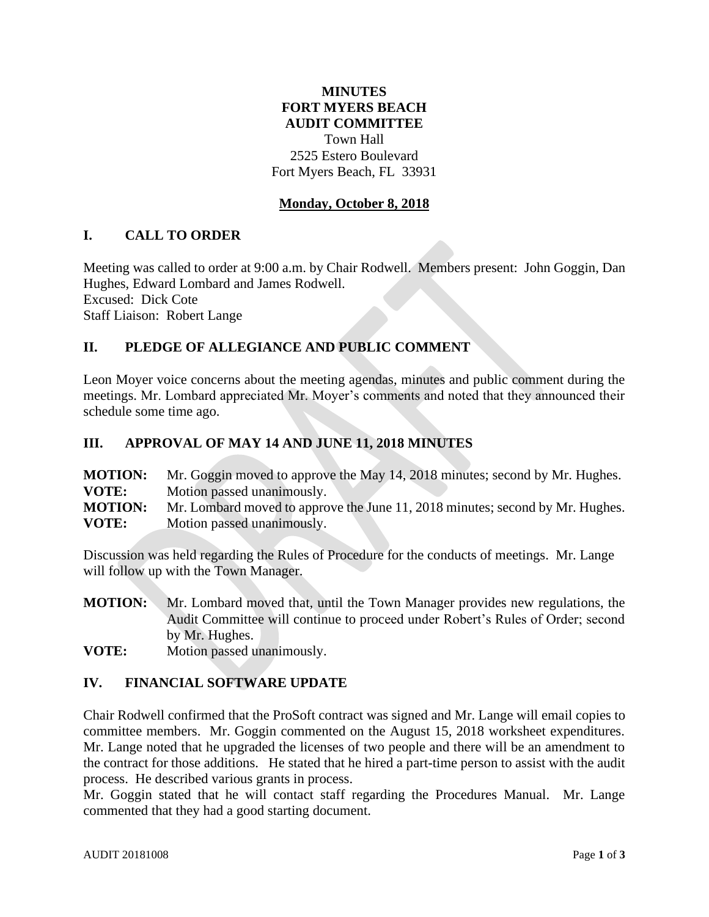# MINUTES
# FORT MYERS BEACH
# AUDIT COMMITTEE

Town Hall
2525 Estero Boulevard
Fort Myers Beach, FL 33931

**Monday, October 8, 2018**

## I. CALL TO ORDER

Meeting was called to order at 9:00 a.m. by Chair Rodwell. Members present: John Goggin, Dan Hughes, Edward Lombard and James Rodwell.
Excused: Dick Cote
Staff Liaison: Robert Lange

## II. PLEDGE OF ALLEGIANCE AND PUBLIC COMMENT

Leon Moyer voice concerns about the meeting agendas, minutes and public comment during the meetings. Mr. Lombard appreciated Mr. Moyer's comments and noted that they announced their schedule some time ago.

## III. APPROVAL OF MAY 14 AND JUNE 11, 2018 MINUTES

**MOTION:** Mr. Goggin moved to approve the May 14, 2018 minutes; second by Mr. Hughes.
**VOTE:** Motion passed unanimously.
**MOTION:** Mr. Lombard moved to approve the June 11, 2018 minutes; second by Mr. Hughes.
**VOTE:** Motion passed unanimously.

Discussion was held regarding the Rules of Procedure for the conducts of meetings. Mr. Lange will follow up with the Town Manager.

**MOTION:** Mr. Lombard moved that, until the Town Manager provides new regulations, the Audit Committee will continue to proceed under Robert's Rules of Order; second by Mr. Hughes.
**VOTE:** Motion passed unanimously.

## IV. FINANCIAL SOFTWARE UPDATE

Chair Rodwell confirmed that the ProSoft contract was signed and Mr. Lange will email copies to committee members. Mr. Goggin commented on the August 15, 2018 worksheet expenditures. Mr. Lange noted that he upgraded the licenses of two people and there will be an amendment to the contract for those additions. He stated that he hired a part-time person to assist with the audit process. He described various grants in process.

Mr. Goggin stated that he will contact staff regarding the Procedures Manual. Mr. Lange commented that they had a good starting document.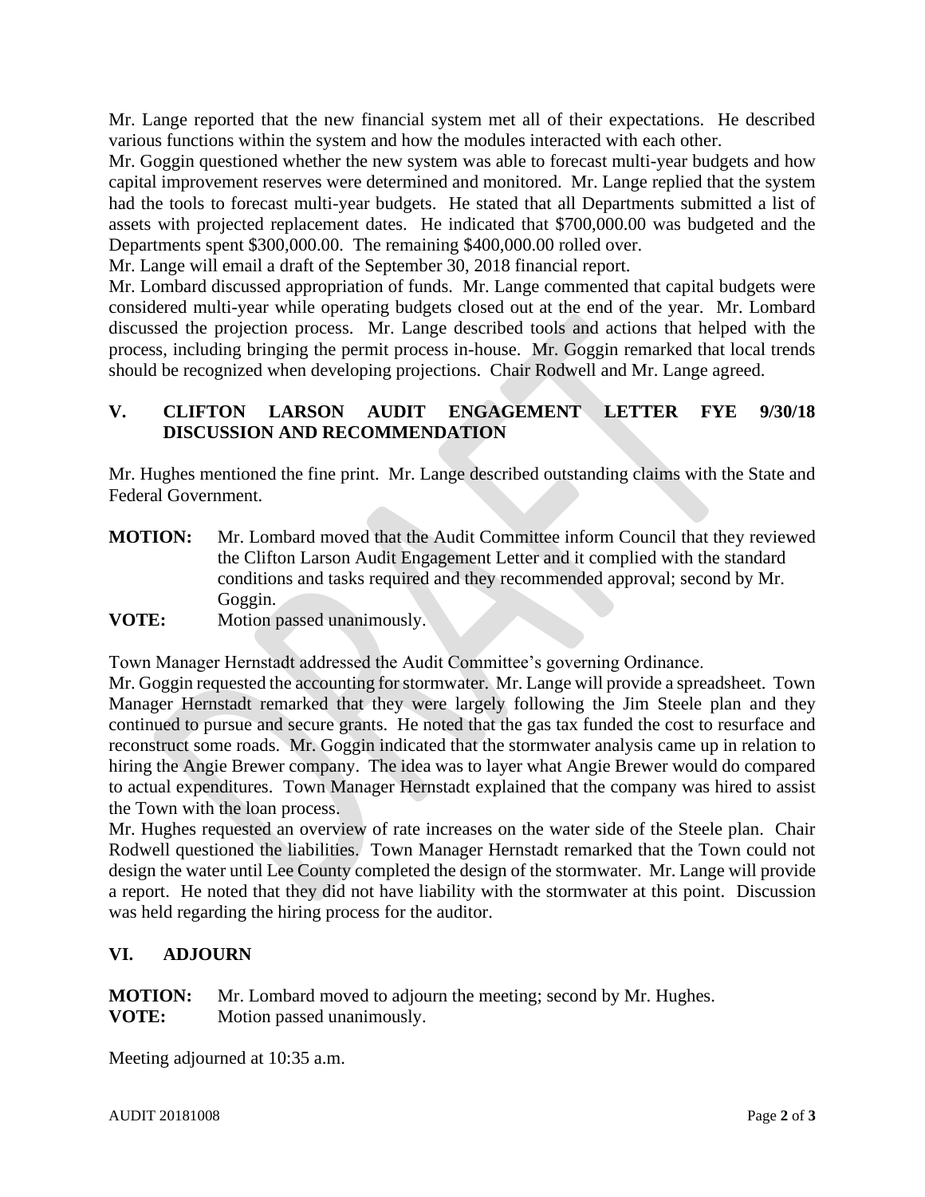Mr. Lange reported that the new financial system met all of their expectations. He described various functions within the system and how the modules interacted with each other.

Mr. Goggin questioned whether the new system was able to forecast multi-year budgets and how capital improvement reserves were determined and monitored. Mr. Lange replied that the system had the tools to forecast multi-year budgets. He stated that all Departments submitted a list of assets with projected replacement dates. He indicated that $700,000.00 was budgeted and the Departments spent $300,000.00. The remaining $400,000.00 rolled over.

Mr. Lange will email a draft of the September 30, 2018 financial report.

Mr. Lombard discussed appropriation of funds. Mr. Lange commented that capital budgets were considered multi-year while operating budgets closed out at the end of the year. Mr. Lombard discussed the projection process. Mr. Lange described tools and actions that helped with the process, including bringing the permit process in-house. Mr. Goggin remarked that local trends should be recognized when developing projections. Chair Rodwell and Mr. Lange agreed.

## V. CLIFTON LARSON AUDIT ENGAGEMENT LETTER FYE 9/30/18 DISCUSSION AND RECOMMENDATION

Mr. Hughes mentioned the fine print. Mr. Lange described outstanding claims with the State and Federal Government.

**MOTION:** Mr. Lombard moved that the Audit Committee inform Council that they reviewed the Clifton Larson Audit Engagement Letter and it complied with the standard conditions and tasks required and they recommended approval; second by Mr. Goggin.

**VOTE:** Motion passed unanimously.

Town Manager Hernstadt addressed the Audit Committee's governing Ordinance.

Mr. Goggin requested the accounting for stormwater. Mr. Lange will provide a spreadsheet. Town Manager Hernstadt remarked that they were largely following the Jim Steele plan and they continued to pursue and secure grants. He noted that the gas tax funded the cost to resurface and reconstruct some roads. Mr. Goggin indicated that the stormwater analysis came up in relation to hiring the Angie Brewer company. The idea was to layer what Angie Brewer would do compared to actual expenditures. Town Manager Hernstadt explained that the company was hired to assist the Town with the loan process.

Mr. Hughes requested an overview of rate increases on the water side of the Steele plan. Chair Rodwell questioned the liabilities. Town Manager Hernstadt remarked that the Town could not design the water until Lee County completed the design of the stormwater. Mr. Lange will provide a report. He noted that they did not have liability with the stormwater at this point. Discussion was held regarding the hiring process for the auditor.

## VI. ADJOURN

**MOTION:** Mr. Lombard moved to adjourn the meeting; second by Mr. Hughes.

**VOTE:** Motion passed unanimously.

Meeting adjourned at 10:35 a.m.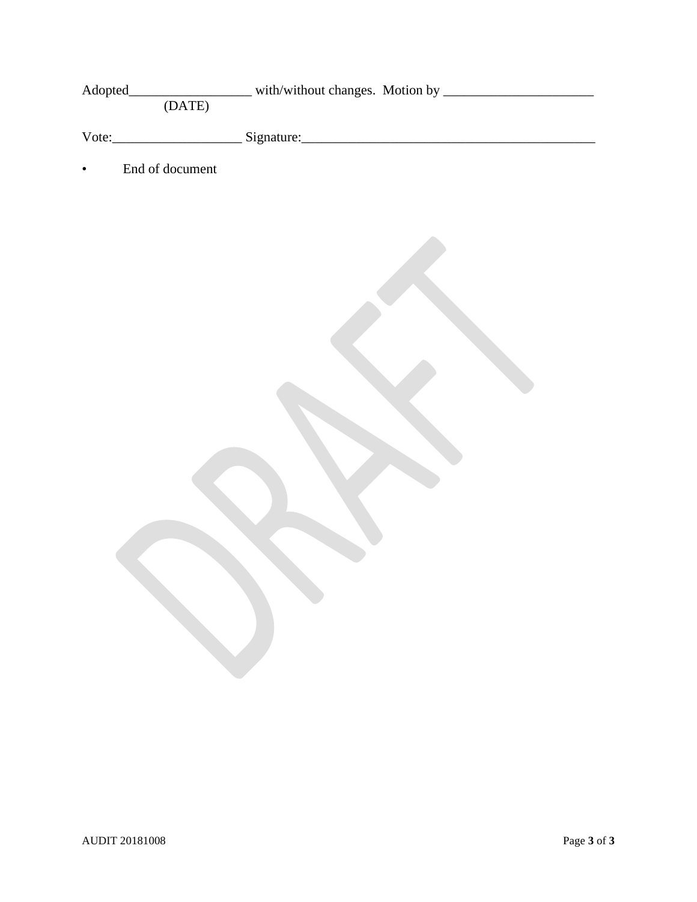Adopted__________________ with/without changes.  Motion by ______________________
(DATE)

Vote:___________________ Signature:____________________________________________

- End of document